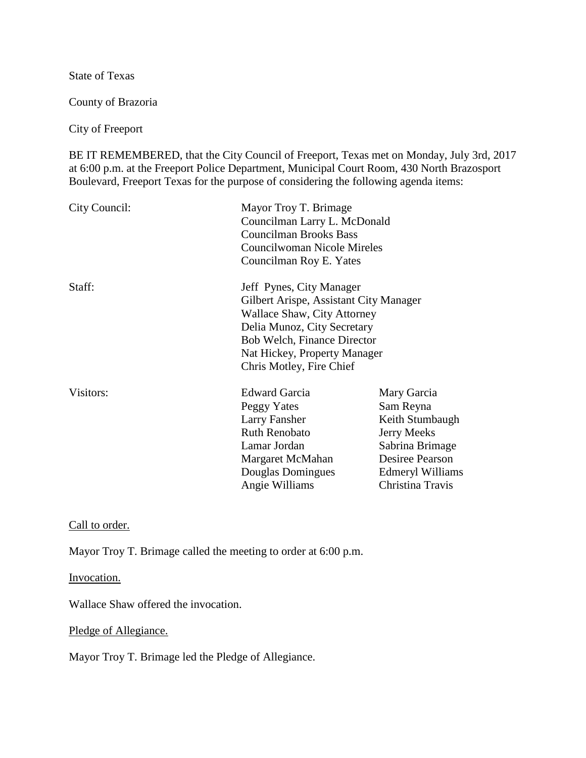State of Texas

County of Brazoria

City of Freeport

BE IT REMEMBERED, that the City Council of Freeport, Texas met on Monday, July 3rd, 2017 at 6:00 p.m. at the Freeport Police Department, Municipal Court Room, 430 North Brazosport Boulevard, Freeport Texas for the purpose of considering the following agenda items:

| | | |
|---|---|---|
| City Council: | Mayor Troy T. Brimage<br>Councilman Larry L. McDonald<br>Councilman Brooks Bass<br>Councilwoman Nicole Mireles<br>Councilman Roy E. Yates | |
| Staff: | Jeff Pynes, City Manager<br>Gilbert Arispe, Assistant City Manager<br>Wallace Shaw, City Attorney<br>Delia Munoz, City Secretary<br>Bob Welch, Finance Director<br>Nat Hickey, Property Manager<br>Chris Motley, Fire Chief | |
| Visitors: | Edward Garcia<br>Peggy Yates<br>Larry Fansher<br>Ruth Renobato<br>Lamar Jordan<br>Margaret McMahan<br>Douglas Domingues<br>Angie Williams | Mary Garcia<br>Sam Reyna<br>Keith Stumbaugh<br>Jerry Meeks<br>Sabrina Brimage<br>Desiree Pearson<br>Edmeryl Williams<br>Christina Travis |

Call to order.

Mayor Troy T. Brimage called the meeting to order at 6:00 p.m.

Invocation.

Wallace Shaw offered the invocation.

Pledge of Allegiance.

Mayor Troy T. Brimage led the Pledge of Allegiance.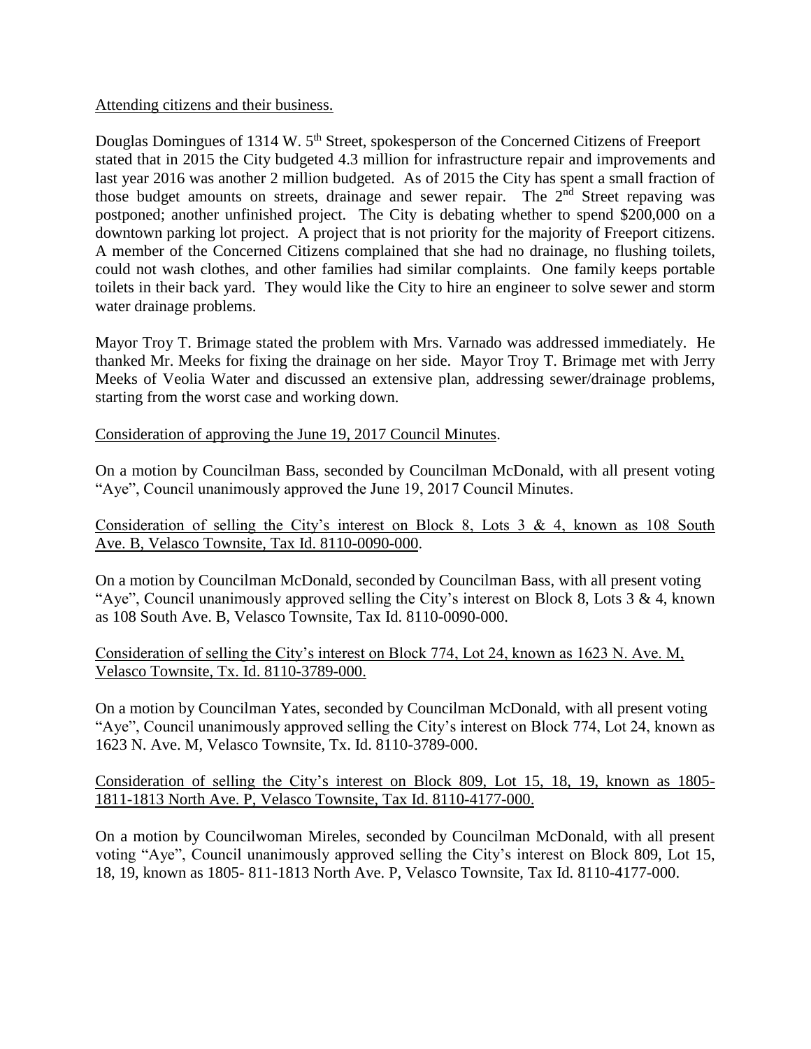Attending citizens and their business.

Douglas Domingues of 1314 W. 5th Street, spokesperson of the Concerned Citizens of Freeport stated that in 2015 the City budgeted 4.3 million for infrastructure repair and improvements and last year 2016 was another 2 million budgeted. As of 2015 the City has spent a small fraction of those budget amounts on streets, drainage and sewer repair. The 2nd Street repaving was postponed; another unfinished project. The City is debating whether to spend $200,000 on a downtown parking lot project. A project that is not priority for the majority of Freeport citizens. A member of the Concerned Citizens complained that she had no drainage, no flushing toilets, could not wash clothes, and other families had similar complaints. One family keeps portable toilets in their back yard. They would like the City to hire an engineer to solve sewer and storm water drainage problems.

Mayor Troy T. Brimage stated the problem with Mrs. Varnado was addressed immediately. He thanked Mr. Meeks for fixing the drainage on her side. Mayor Troy T. Brimage met with Jerry Meeks of Veolia Water and discussed an extensive plan, addressing sewer/drainage problems, starting from the worst case and working down.

Consideration of approving the June 19, 2017 Council Minutes.

On a motion by Councilman Bass, seconded by Councilman McDonald, with all present voting "Aye", Council unanimously approved the June 19, 2017 Council Minutes.

Consideration of selling the City's interest on Block 8, Lots 3 & 4, known as 108 South Ave. B, Velasco Townsite, Tax Id. 8110-0090-000.

On a motion by Councilman McDonald, seconded by Councilman Bass, with all present voting "Aye", Council unanimously approved selling the City's interest on Block 8, Lots 3 & 4, known as 108 South Ave. B, Velasco Townsite, Tax Id. 8110-0090-000.

Consideration of selling the City's interest on Block 774, Lot 24, known as 1623 N. Ave. M, Velasco Townsite, Tx. Id. 8110-3789-000.

On a motion by Councilman Yates, seconded by Councilman McDonald, with all present voting "Aye", Council unanimously approved selling the City's interest on Block 774, Lot 24, known as 1623 N. Ave. M, Velasco Townsite, Tx. Id. 8110-3789-000.

Consideration of selling the City's interest on Block 809, Lot 15, 18, 19, known as 1805-1811-1813 North Ave. P, Velasco Townsite, Tax Id. 8110-4177-000.

On a motion by Councilwoman Mireles, seconded by Councilman McDonald, with all present voting "Aye", Council unanimously approved selling the City's interest on Block 809, Lot 15, 18, 19, known as 1805- 811-1813 North Ave. P, Velasco Townsite, Tax Id. 8110-4177-000.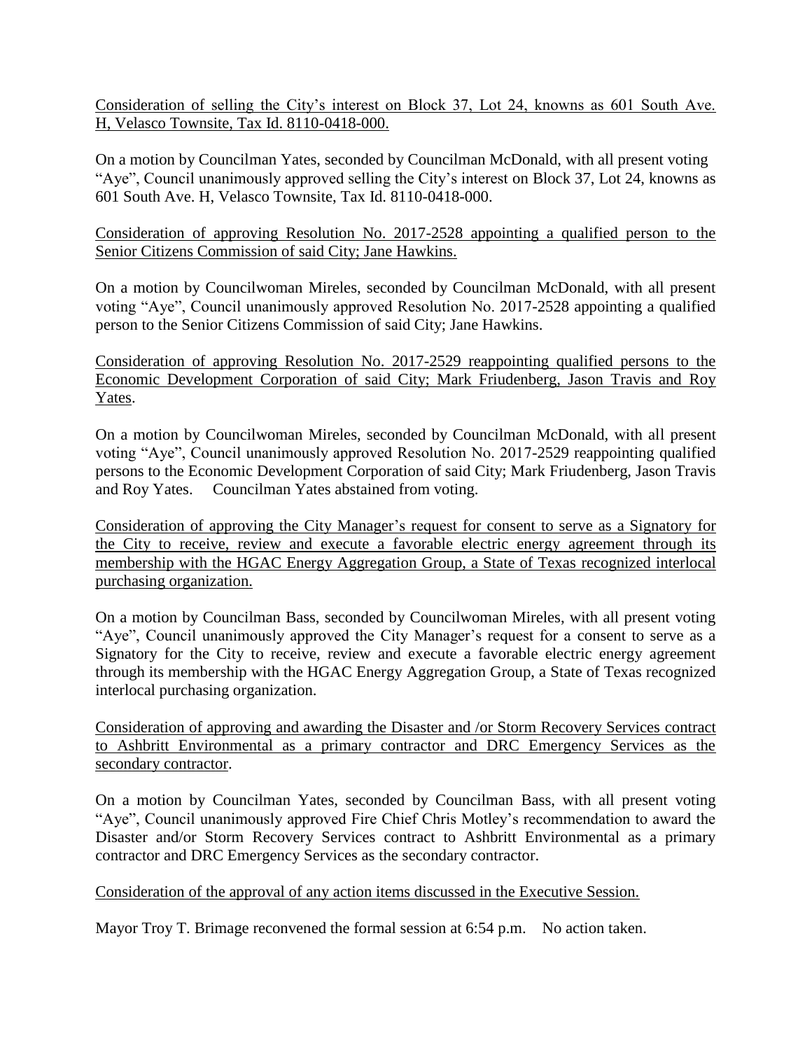<u>Consideration of selling the City's interest on Block 37, Lot 24, knowns as 601 South Ave. H, Velasco Townsite, Tax Id. 8110-0418-000.</u>

On a motion by Councilman Yates, seconded by Councilman McDonald, with all present voting "Aye", Council unanimously approved selling the City's interest on Block 37, Lot 24, knowns as 601 South Ave. H, Velasco Townsite, Tax Id. 8110-0418-000.

<u>Consideration of approving Resolution No. 2017-2528 appointing a qualified person to the Senior Citizens Commission of said City; Jane Hawkins.</u>

On a motion by Councilwoman Mireles, seconded by Councilman McDonald, with all present voting "Aye", Council unanimously approved Resolution No. 2017-2528 appointing a qualified person to the Senior Citizens Commission of said City; Jane Hawkins.

<u>Consideration of approving Resolution No. 2017-2529 reappointing qualified persons to the Economic Development Corporation of said City; Mark Friudenberg, Jason Travis and Roy Yates</u>.

On a motion by Councilwoman Mireles, seconded by Councilman McDonald, with all present voting "Aye", Council unanimously approved Resolution No. 2017-2529 reappointing qualified persons to the Economic Development Corporation of said City; Mark Friudenberg, Jason Travis and Roy Yates. Councilman Yates abstained from voting.

<u>Consideration of approving the City Manager's request for consent to serve as a Signatory for the City to receive, review and execute a favorable electric energy agreement through its membership with the HGAC Energy Aggregation Group, a State of Texas recognized interlocal purchasing organization.</u>

On a motion by Councilman Bass, seconded by Councilwoman Mireles, with all present voting "Aye", Council unanimously approved the City Manager's request for a consent to serve as a Signatory for the City to receive, review and execute a favorable electric energy agreement through its membership with the HGAC Energy Aggregation Group, a State of Texas recognized interlocal purchasing organization.

<u>Consideration of approving and awarding the Disaster and /or Storm Recovery Services contract to Ashbritt Environmental as a primary contractor and DRC Emergency Services as the secondary contractor</u>.

On a motion by Councilman Yates, seconded by Councilman Bass, with all present voting "Aye", Council unanimously approved Fire Chief Chris Motley's recommendation to award the Disaster and/or Storm Recovery Services contract to Ashbritt Environmental as a primary contractor and DRC Emergency Services as the secondary contractor.

<u>Consideration of the approval of any action items discussed in the Executive Session.</u>

Mayor Troy T. Brimage reconvened the formal session at 6:54 p.m. No action taken.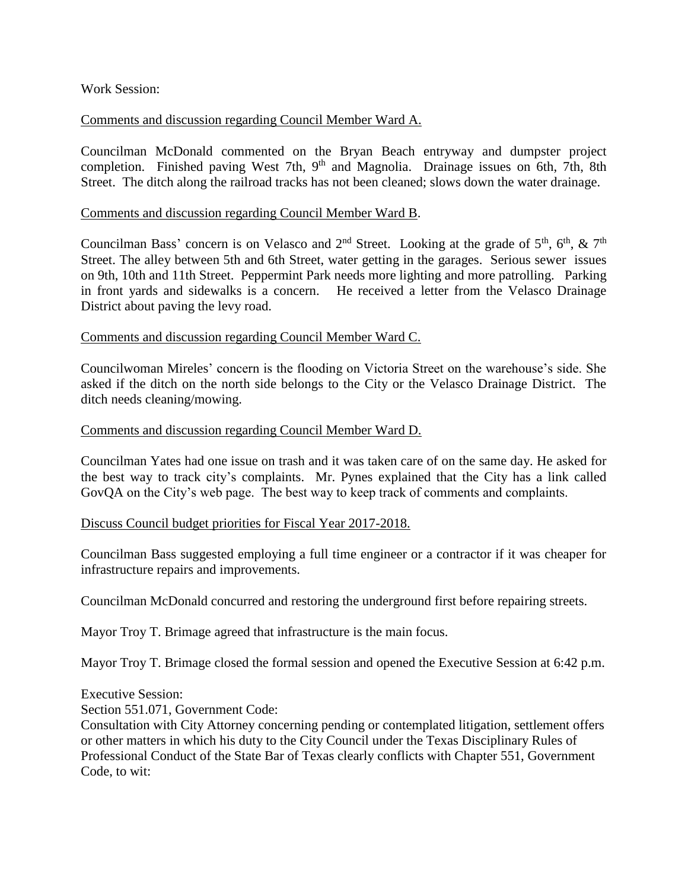Work Session:

Comments and discussion regarding Council Member Ward A.

Councilman McDonald commented on the Bryan Beach entryway and dumpster project completion. Finished paving West 7th, 9th and Magnolia. Drainage issues on 6th, 7th, 8th Street. The ditch along the railroad tracks has not been cleaned; slows down the water drainage.

Comments and discussion regarding Council Member Ward B.

Councilman Bass' concern is on Velasco and 2nd Street. Looking at the grade of 5th, 6th, & 7th Street. The alley between 5th and 6th Street, water getting in the garages. Serious sewer issues on 9th, 10th and 11th Street. Peppermint Park needs more lighting and more patrolling. Parking in front yards and sidewalks is a concern. He received a letter from the Velasco Drainage District about paving the levy road.

Comments and discussion regarding Council Member Ward C.

Councilwoman Mireles' concern is the flooding on Victoria Street on the warehouse's side. She asked if the ditch on the north side belongs to the City or the Velasco Drainage District. The ditch needs cleaning/mowing.

Comments and discussion regarding Council Member Ward D.

Councilman Yates had one issue on trash and it was taken care of on the same day. He asked for the best way to track city's complaints. Mr. Pynes explained that the City has a link called GovQA on the City's web page. The best way to keep track of comments and complaints.

Discuss Council budget priorities for Fiscal Year 2017-2018.

Councilman Bass suggested employing a full time engineer or a contractor if it was cheaper for infrastructure repairs and improvements.

Councilman McDonald concurred and restoring the underground first before repairing streets.

Mayor Troy T. Brimage agreed that infrastructure is the main focus.

Mayor Troy T. Brimage closed the formal session and opened the Executive Session at 6:42 p.m.

Executive Session:
Section 551.071, Government Code:
Consultation with City Attorney concerning pending or contemplated litigation, settlement offers or other matters in which his duty to the City Council under the Texas Disciplinary Rules of Professional Conduct of the State Bar of Texas clearly conflicts with Chapter 551, Government Code, to wit: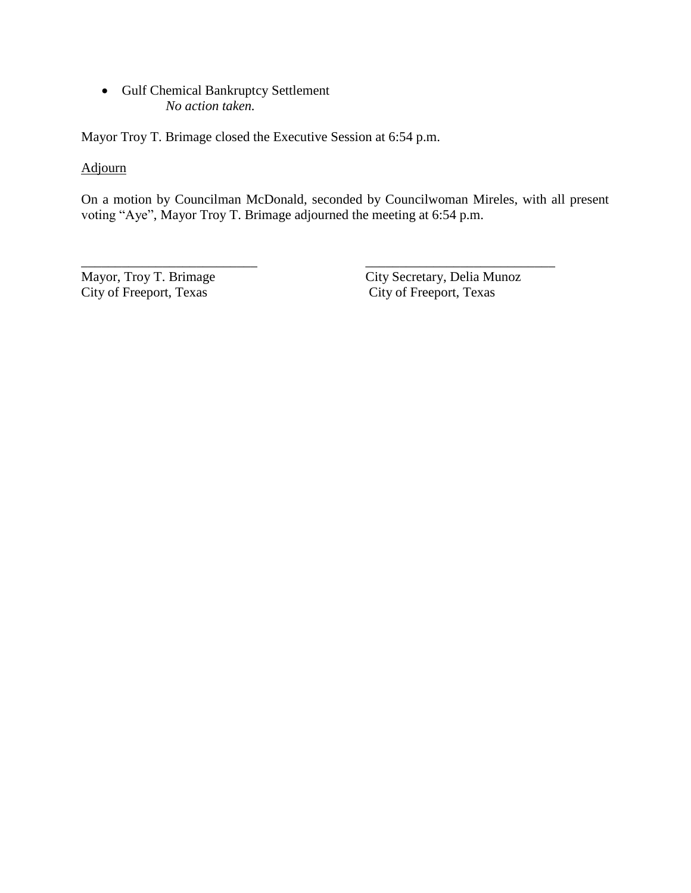- Gulf Chemical Bankruptcy Settlement
  *No action taken.*

Mayor Troy T. Brimage closed the Executive Session at 6:54 p.m.

Adjourn

On a motion by Councilman McDonald, seconded by Councilwoman Mireles, with all present voting "Aye", Mayor Troy T. Brimage adjourned the meeting at 6:54 p.m.

| | |
|---|---|
| ___________________________ | _____________________________ |
| Mayor, Troy T. Brimage | City Secretary, Delia Munoz |
| City of Freeport, Texas | City of Freeport, Texas |